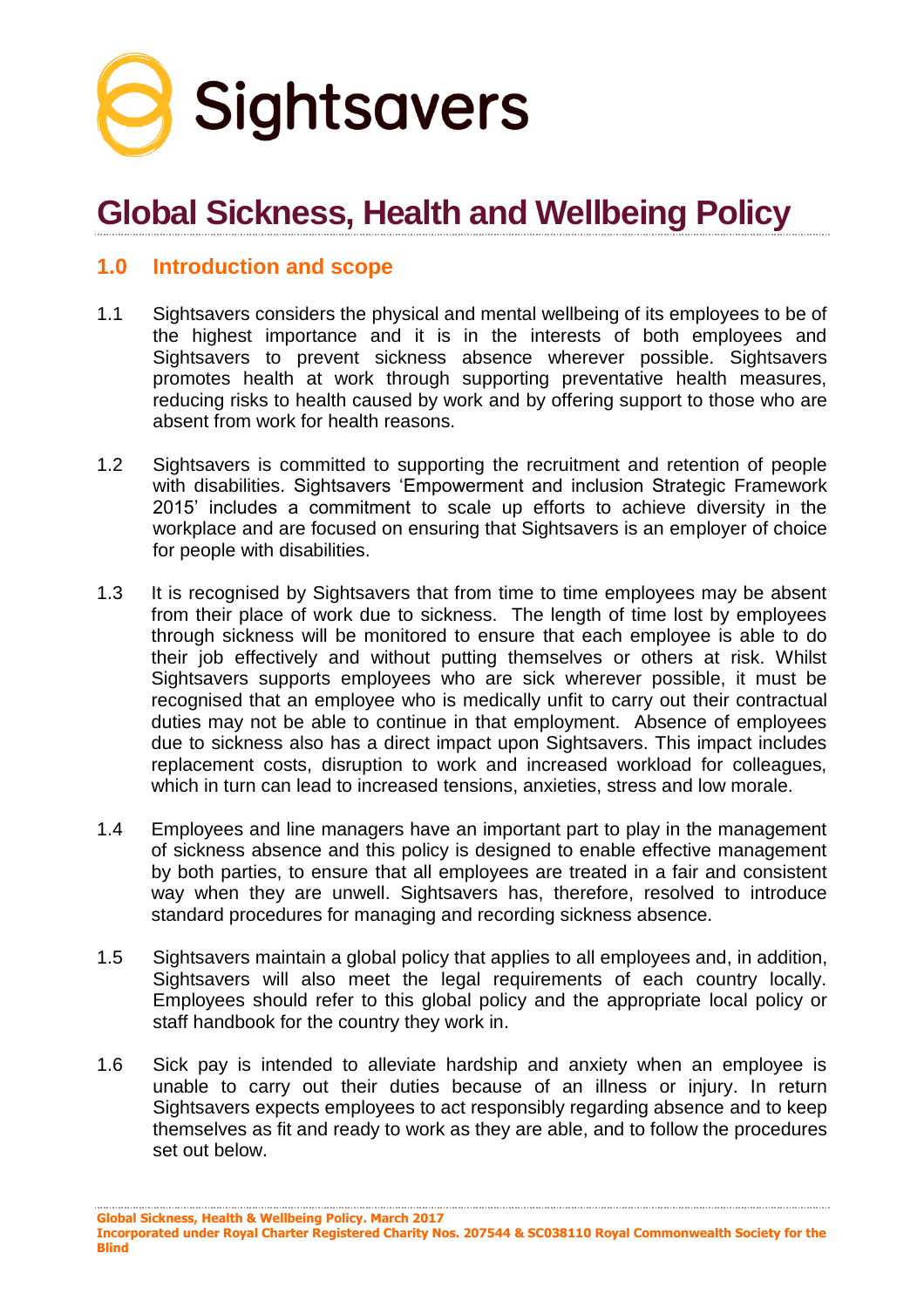Sightsavers

# Global Sickness, Health and Wellbeing Policy

## 1.0 Introduction and scope

1.1 Sightsavers considers the physical and mental wellbeing of its employees to be of the highest importance and it is in the interests of both employees and Sightsavers to prevent sickness absence wherever possible. Sightsavers promotes health at work through supporting preventative health measures, reducing risks to health caused by work and by offering support to those who are absent from work for health reasons.

1.2 Sightsavers is committed to supporting the recruitment and retention of people with disabilities. Sightsavers 'Empowerment and inclusion Strategic Framework 2015' includes a commitment to scale up efforts to achieve diversity in the workplace and are focused on ensuring that Sightsavers is an employer of choice for people with disabilities.

1.3 It is recognised by Sightsavers that from time to time employees may be absent from their place of work due to sickness. The length of time lost by employees through sickness will be monitored to ensure that each employee is able to do their job effectively and without putting themselves or others at risk. Whilst Sightsavers supports employees who are sick wherever possible, it must be recognised that an employee who is medically unfit to carry out their contractual duties may not be able to continue in that employment. Absence of employees due to sickness also has a direct impact upon Sightsavers. This impact includes replacement costs, disruption to work and increased workload for colleagues, which in turn can lead to increased tensions, anxieties, stress and low morale.

1.4 Employees and line managers have an important part to play in the management of sickness absence and this policy is designed to enable effective management by both parties, to ensure that all employees are treated in a fair and consistent way when they are unwell. Sightsavers has, therefore, resolved to introduce standard procedures for managing and recording sickness absence.

1.5 Sightsavers maintain a global policy that applies to all employees and, in addition, Sightsavers will also meet the legal requirements of each country locally. Employees should refer to this global policy and the appropriate local policy or staff handbook for the country they work in.

1.6 Sick pay is intended to alleviate hardship and anxiety when an employee is unable to carry out their duties because of an illness or injury. In return Sightsavers expects employees to act responsibly regarding absence and to keep themselves as fit and ready to work as they are able, and to follow the procedures set out below.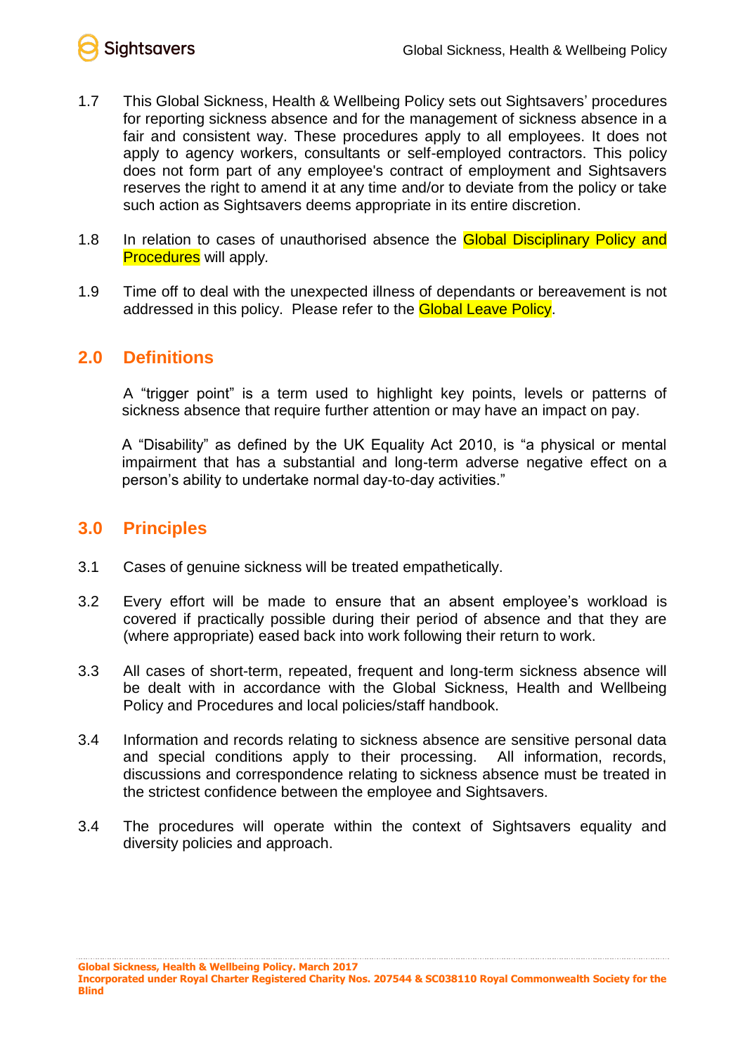1.7 This Global Sickness, Health & Wellbeing Policy sets out Sightsavers' procedures for reporting sickness absence and for the management of sickness absence in a fair and consistent way. These procedures apply to all employees. It does not apply to agency workers, consultants or self-employed contractors. This policy does not form part of any employee's contract of employment and Sightsavers reserves the right to amend it at any time and/or to deviate from the policy or take such action as Sightsavers deems appropriate in its entire discretion.

1.8 In relation to cases of unauthorised absence the Global Disciplinary Policy and Procedures will apply.

1.9 Time off to deal with the unexpected illness of dependants or bereavement is not addressed in this policy. Please refer to the Global Leave Policy.

## 2.0 Definitions

A "trigger point" is a term used to highlight key points, levels or patterns of sickness absence that require further attention or may have an impact on pay.

A "Disability" as defined by the UK Equality Act 2010, is "a physical or mental impairment that has a substantial and long-term adverse negative effect on a person's ability to undertake normal day-to-day activities."

## 3.0 Principles

3.1 Cases of genuine sickness will be treated empathetically.

3.2 Every effort will be made to ensure that an absent employee's workload is covered if practically possible during their period of absence and that they are (where appropriate) eased back into work following their return to work.

3.3 All cases of short-term, repeated, frequent and long-term sickness absence will be dealt with in accordance with the Global Sickness, Health and Wellbeing Policy and Procedures and local policies/staff handbook.

3.4 Information and records relating to sickness absence are sensitive personal data and special conditions apply to their processing. All information, records, discussions and correspondence relating to sickness absence must be treated in the strictest confidence between the employee and Sightsavers.

3.4 The procedures will operate within the context of Sightsavers equality and diversity policies and approach.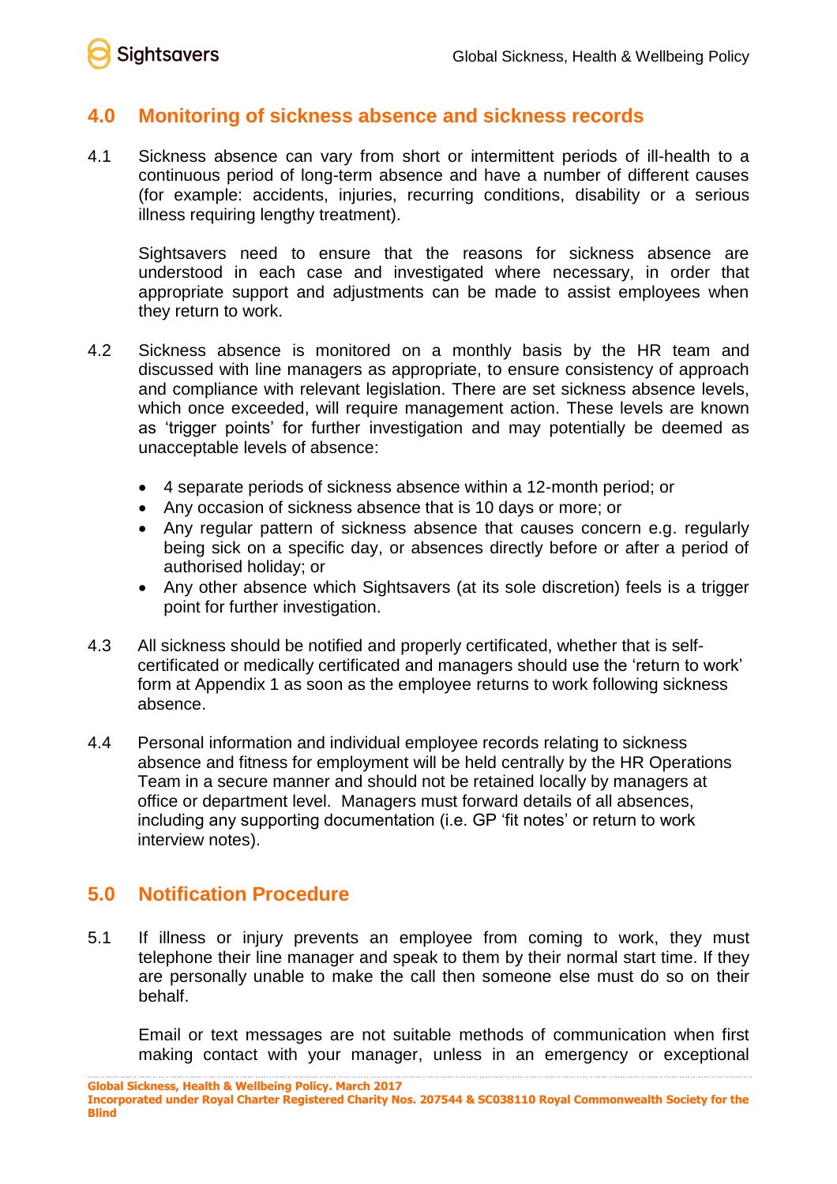## 4.0 Monitoring of sickness absence and sickness records

4.1 Sickness absence can vary from short or intermittent periods of ill-health to a continuous period of long-term absence and have a number of different causes (for example: accidents, injuries, recurring conditions, disability or a serious illness requiring lengthy treatment).

Sightsavers need to ensure that the reasons for sickness absence are understood in each case and investigated where necessary, in order that appropriate support and adjustments can be made to assist employees when they return to work.

4.2 Sickness absence is monitored on a monthly basis by the HR team and discussed with line managers as appropriate, to ensure consistency of approach and compliance with relevant legislation. There are set sickness absence levels, which once exceeded, will require management action. These levels are known as 'trigger points' for further investigation and may potentially be deemed as unacceptable levels of absence:

- 4 separate periods of sickness absence within a 12-month period; or
- Any occasion of sickness absence that is 10 days or more; or
- Any regular pattern of sickness absence that causes concern e.g. regularly being sick on a specific day, or absences directly before or after a period of authorised holiday; or
- Any other absence which Sightsavers (at its sole discretion) feels is a trigger point for further investigation.

4.3 All sickness should be notified and properly certificated, whether that is self-certificated or medically certificated and managers should use the 'return to work' form at Appendix 1 as soon as the employee returns to work following sickness absence.

4.4 Personal information and individual employee records relating to sickness absence and fitness for employment will be held centrally by the HR Operations Team in a secure manner and should not be retained locally by managers at office or department level. Managers must forward details of all absences, including any supporting documentation (i.e. GP 'fit notes' or return to work interview notes).

## 5.0 Notification Procedure

5.1 If illness or injury prevents an employee from coming to work, they must telephone their line manager and speak to them by their normal start time. If they are personally unable to make the call then someone else must do so on their behalf.

Email or text messages are not suitable methods of communication when first making contact with your manager, unless in an emergency or exceptional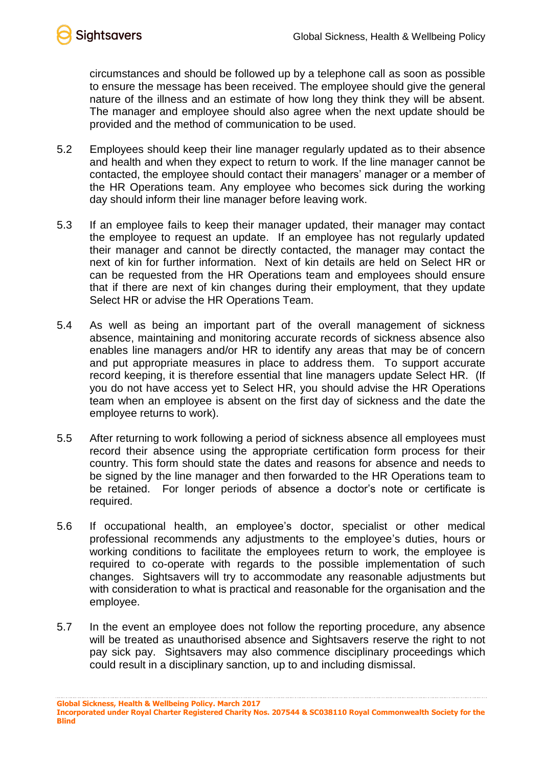circumstances and should be followed up by a telephone call as soon as possible to ensure the message has been received. The employee should give the general nature of the illness and an estimate of how long they think they will be absent. The manager and employee should also agree when the next update should be provided and the method of communication to be used.

5.2 Employees should keep their line manager regularly updated as to their absence and health and when they expect to return to work. If the line manager cannot be contacted, the employee should contact their managers' manager or a member of the HR Operations team. Any employee who becomes sick during the working day should inform their line manager before leaving work.

5.3 If an employee fails to keep their manager updated, their manager may contact the employee to request an update. If an employee has not regularly updated their manager and cannot be directly contacted, the manager may contact the next of kin for further information. Next of kin details are held on Select HR or can be requested from the HR Operations team and employees should ensure that if there are next of kin changes during their employment, that they update Select HR or advise the HR Operations Team.

5.4 As well as being an important part of the overall management of sickness absence, maintaining and monitoring accurate records of sickness absence also enables line managers and/or HR to identify any areas that may be of concern and put appropriate measures in place to address them. To support accurate record keeping, it is therefore essential that line managers update Select HR. (If you do not have access yet to Select HR, you should advise the HR Operations team when an employee is absent on the first day of sickness and the date the employee returns to work).

5.5 After returning to work following a period of sickness absence all employees must record their absence using the appropriate certification form process for their country. This form should state the dates and reasons for absence and needs to be signed by the line manager and then forwarded to the HR Operations team to be retained. For longer periods of absence a doctor's note or certificate is required.

5.6 If occupational health, an employee's doctor, specialist or other medical professional recommends any adjustments to the employee's duties, hours or working conditions to facilitate the employees return to work, the employee is required to co-operate with regards to the possible implementation of such changes. Sightsavers will try to accommodate any reasonable adjustments but with consideration to what is practical and reasonable for the organisation and the employee.

5.7 In the event an employee does not follow the reporting procedure, any absence will be treated as unauthorised absence and Sightsavers reserve the right to not pay sick pay. Sightsavers may also commence disciplinary proceedings which could result in a disciplinary sanction, up to and including dismissal.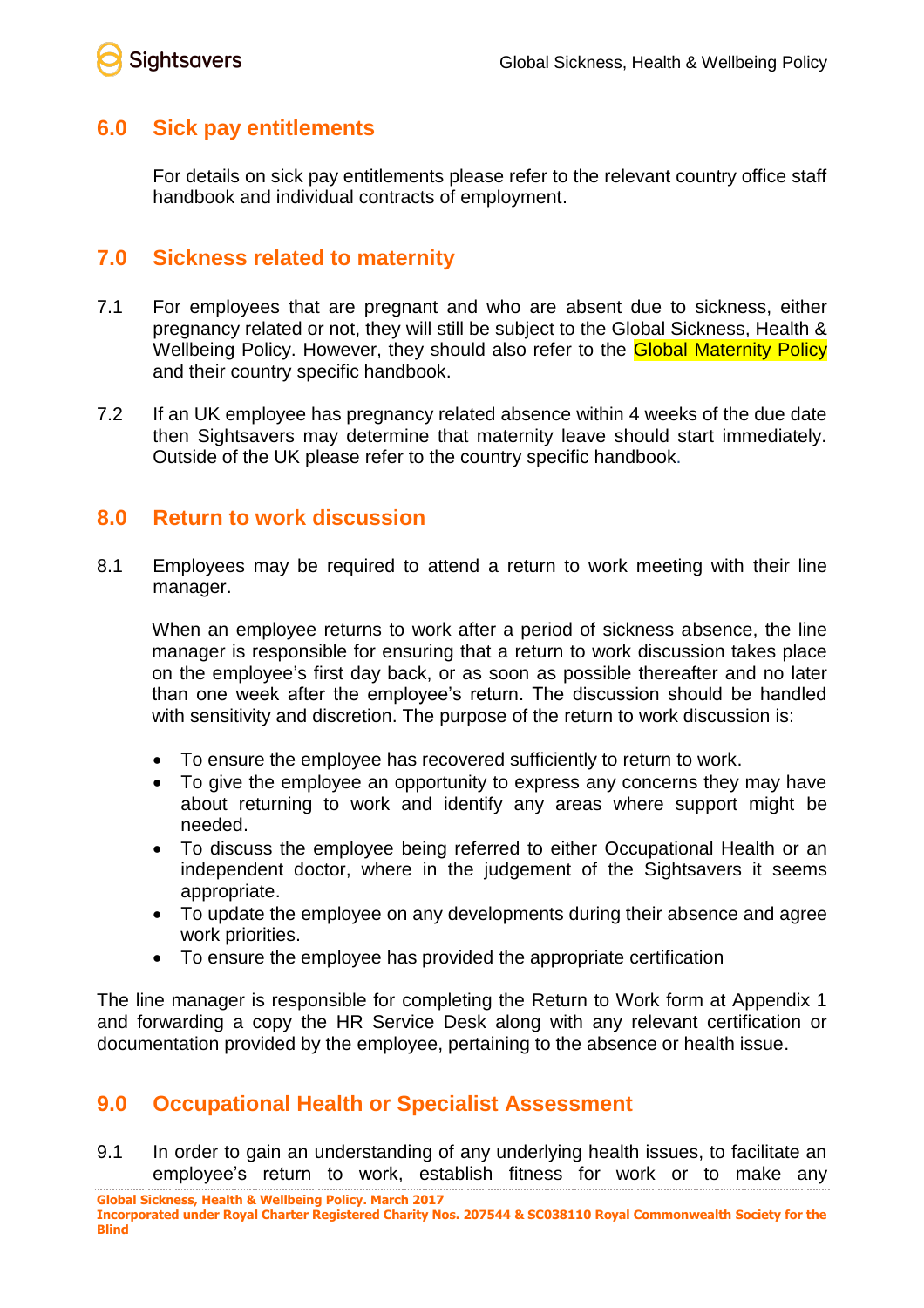## 6.0 Sick pay entitlements

For details on sick pay entitlements please refer to the relevant country office staff handbook and individual contracts of employment.

## 7.0 Sickness related to maternity

7.1 For employees that are pregnant and who are absent due to sickness, either pregnancy related or not, they will still be subject to the Global Sickness, Health & Wellbeing Policy. However, they should also refer to the Global Maternity Policy and their country specific handbook.

7.2 If an UK employee has pregnancy related absence within 4 weeks of the due date then Sightsavers may determine that maternity leave should start immediately. Outside of the UK please refer to the country specific handbook.

## 8.0 Return to work discussion

8.1 Employees may be required to attend a return to work meeting with their line manager.

When an employee returns to work after a period of sickness absence, the line manager is responsible for ensuring that a return to work discussion takes place on the employee's first day back, or as soon as possible thereafter and no later than one week after the employee's return. The discussion should be handled with sensitivity and discretion. The purpose of the return to work discussion is:

- To ensure the employee has recovered sufficiently to return to work.
- To give the employee an opportunity to express any concerns they may have about returning to work and identify any areas where support might be needed.
- To discuss the employee being referred to either Occupational Health or an independent doctor, where in the judgement of the Sightsavers it seems appropriate.
- To update the employee on any developments during their absence and agree work priorities.
- To ensure the employee has provided the appropriate certification

The line manager is responsible for completing the Return to Work form at Appendix 1 and forwarding a copy the HR Service Desk along with any relevant certification or documentation provided by the employee, pertaining to the absence or health issue.

## 9.0 Occupational Health or Specialist Assessment

9.1 In order to gain an understanding of any underlying health issues, to facilitate an employee's return to work, establish fitness for work or to make any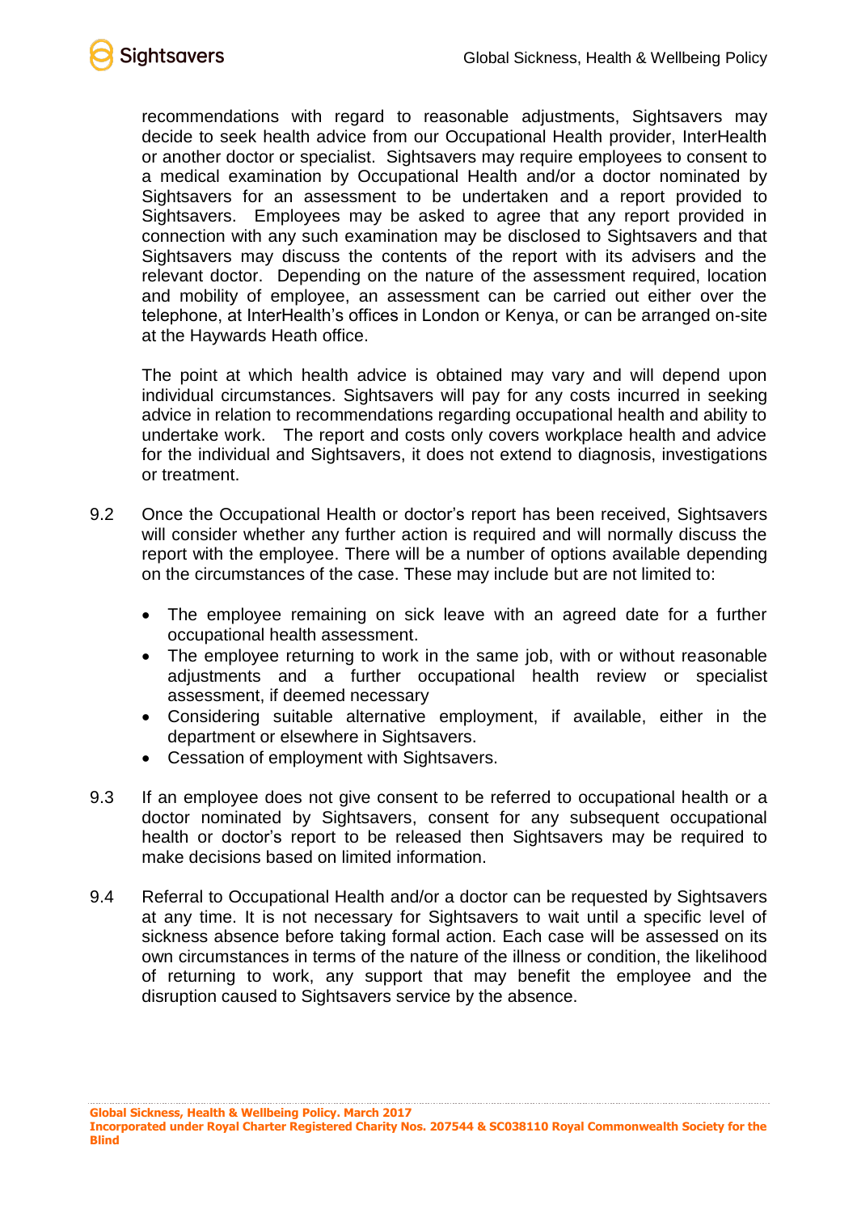recommendations with regard to reasonable adjustments, Sightsavers may decide to seek health advice from our Occupational Health provider, InterHealth or another doctor or specialist. Sightsavers may require employees to consent to a medical examination by Occupational Health and/or a doctor nominated by Sightsavers for an assessment to be undertaken and a report provided to Sightsavers. Employees may be asked to agree that any report provided in connection with any such examination may be disclosed to Sightsavers and that Sightsavers may discuss the contents of the report with its advisers and the relevant doctor. Depending on the nature of the assessment required, location and mobility of employee, an assessment can be carried out either over the telephone, at InterHealth's offices in London or Kenya, or can be arranged on-site at the Haywards Heath office.

The point at which health advice is obtained may vary and will depend upon individual circumstances. Sightsavers will pay for any costs incurred in seeking advice in relation to recommendations regarding occupational health and ability to undertake work. The report and costs only covers workplace health and advice for the individual and Sightsavers, it does not extend to diagnosis, investigations or treatment.

9.2 Once the Occupational Health or doctor's report has been received, Sightsavers will consider whether any further action is required and will normally discuss the report with the employee. There will be a number of options available depending on the circumstances of the case. These may include but are not limited to:

- The employee remaining on sick leave with an agreed date for a further occupational health assessment.
- The employee returning to work in the same job, with or without reasonable adjustments and a further occupational health review or specialist assessment, if deemed necessary
- Considering suitable alternative employment, if available, either in the department or elsewhere in Sightsavers.
- Cessation of employment with Sightsavers.

9.3 If an employee does not give consent to be referred to occupational health or a doctor nominated by Sightsavers, consent for any subsequent occupational health or doctor's report to be released then Sightsavers may be required to make decisions based on limited information.

9.4 Referral to Occupational Health and/or a doctor can be requested by Sightsavers at any time. It is not necessary for Sightsavers to wait until a specific level of sickness absence before taking formal action. Each case will be assessed on its own circumstances in terms of the nature of the illness or condition, the likelihood of returning to work, any support that may benefit the employee and the disruption caused to Sightsavers service by the absence.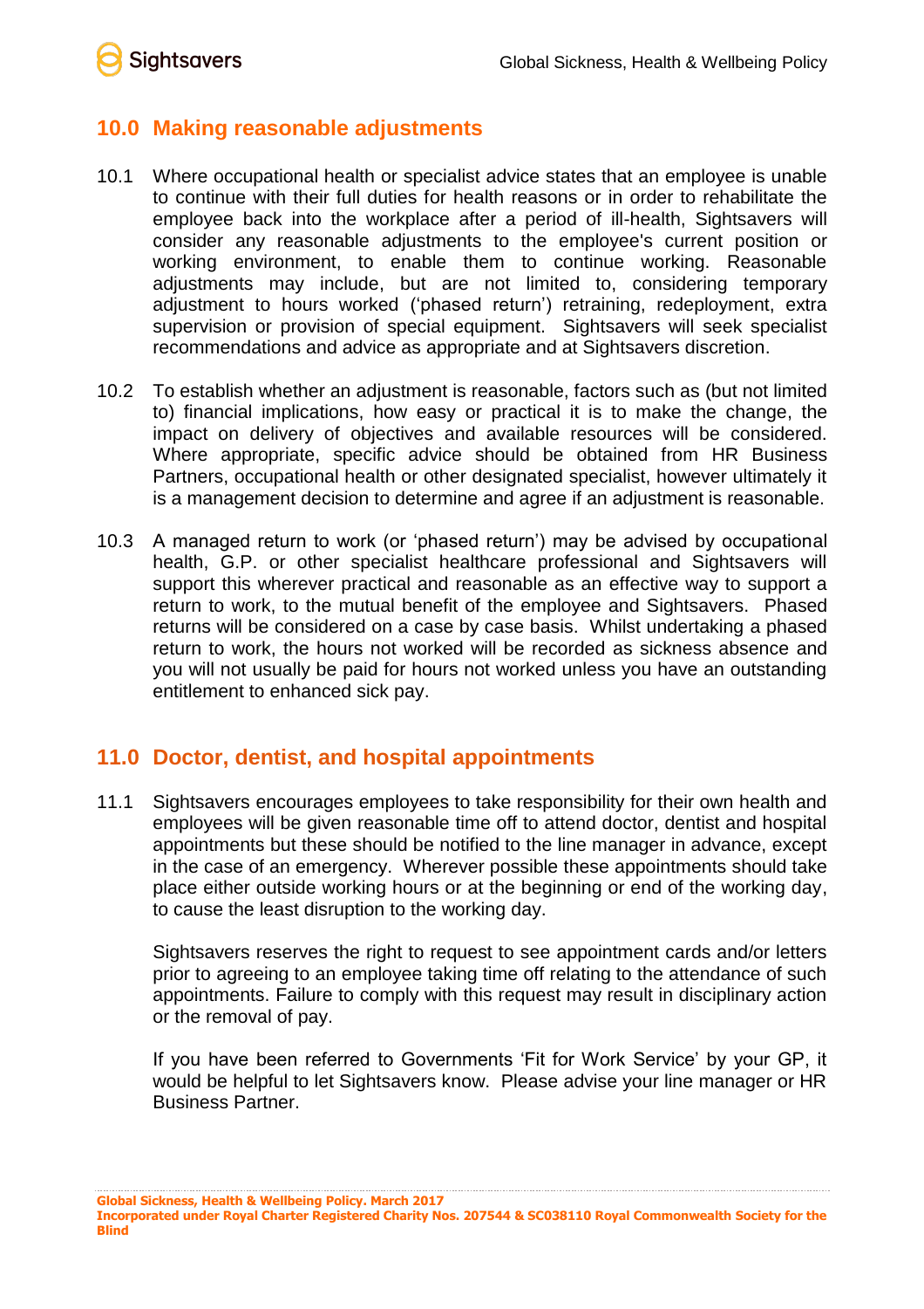## 10.0 Making reasonable adjustments

10.1 Where occupational health or specialist advice states that an employee is unable to continue with their full duties for health reasons or in order to rehabilitate the employee back into the workplace after a period of ill-health, Sightsavers will consider any reasonable adjustments to the employee's current position or working environment, to enable them to continue working. Reasonable adjustments may include, but are not limited to, considering temporary adjustment to hours worked ('phased return') retraining, redeployment, extra supervision or provision of special equipment. Sightsavers will seek specialist recommendations and advice as appropriate and at Sightsavers discretion.

10.2 To establish whether an adjustment is reasonable, factors such as (but not limited to) financial implications, how easy or practical it is to make the change, the impact on delivery of objectives and available resources will be considered. Where appropriate, specific advice should be obtained from HR Business Partners, occupational health or other designated specialist, however ultimately it is a management decision to determine and agree if an adjustment is reasonable.

10.3 A managed return to work (or 'phased return') may be advised by occupational health, G.P. or other specialist healthcare professional and Sightsavers will support this wherever practical and reasonable as an effective way to support a return to work, to the mutual benefit of the employee and Sightsavers. Phased returns will be considered on a case by case basis. Whilst undertaking a phased return to work, the hours not worked will be recorded as sickness absence and you will not usually be paid for hours not worked unless you have an outstanding entitlement to enhanced sick pay.

## 11.0 Doctor, dentist, and hospital appointments

11.1 Sightsavers encourages employees to take responsibility for their own health and employees will be given reasonable time off to attend doctor, dentist and hospital appointments but these should be notified to the line manager in advance, except in the case of an emergency. Wherever possible these appointments should take place either outside working hours or at the beginning or end of the working day, to cause the least disruption to the working day.

Sightsavers reserves the right to request to see appointment cards and/or letters prior to agreeing to an employee taking time off relating to the attendance of such appointments. Failure to comply with this request may result in disciplinary action or the removal of pay.

If you have been referred to Governments 'Fit for Work Service' by your GP, it would be helpful to let Sightsavers know. Please advise your line manager or HR Business Partner.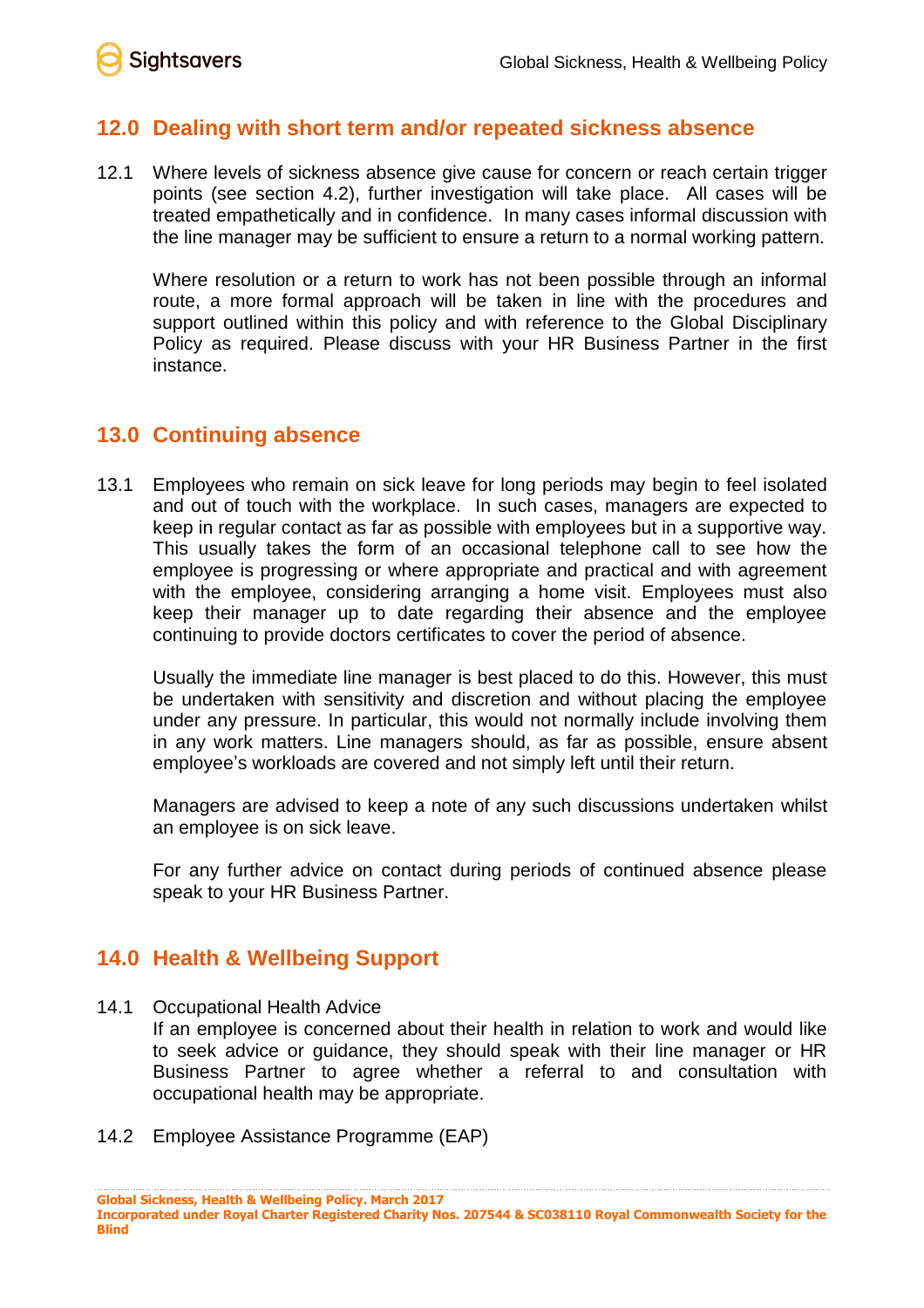## 12.0 Dealing with short term and/or repeated sickness absence

12.1 Where levels of sickness absence give cause for concern or reach certain trigger points (see section 4.2), further investigation will take place. All cases will be treated empathetically and in confidence. In many cases informal discussion with the line manager may be sufficient to ensure a return to a normal working pattern.

Where resolution or a return to work has not been possible through an informal route, a more formal approach will be taken in line with the procedures and support outlined within this policy and with reference to the Global Disciplinary Policy as required. Please discuss with your HR Business Partner in the first instance.

## 13.0 Continuing absence

13.1 Employees who remain on sick leave for long periods may begin to feel isolated and out of touch with the workplace. In such cases, managers are expected to keep in regular contact as far as possible with employees but in a supportive way. This usually takes the form of an occasional telephone call to see how the employee is progressing or where appropriate and practical and with agreement with the employee, considering arranging a home visit. Employees must also keep their manager up to date regarding their absence and the employee continuing to provide doctors certificates to cover the period of absence.

Usually the immediate line manager is best placed to do this. However, this must be undertaken with sensitivity and discretion and without placing the employee under any pressure. In particular, this would not normally include involving them in any work matters. Line managers should, as far as possible, ensure absent employee's workloads are covered and not simply left until their return.

Managers are advised to keep a note of any such discussions undertaken whilst an employee is on sick leave.

For any further advice on contact during periods of continued absence please speak to your HR Business Partner.

## 14.0 Health & Wellbeing Support

14.1 Occupational Health Advice
If an employee is concerned about their health in relation to work and would like to seek advice or guidance, they should speak with their line manager or HR Business Partner to agree whether a referral to and consultation with occupational health may be appropriate.

14.2 Employee Assistance Programme (EAP)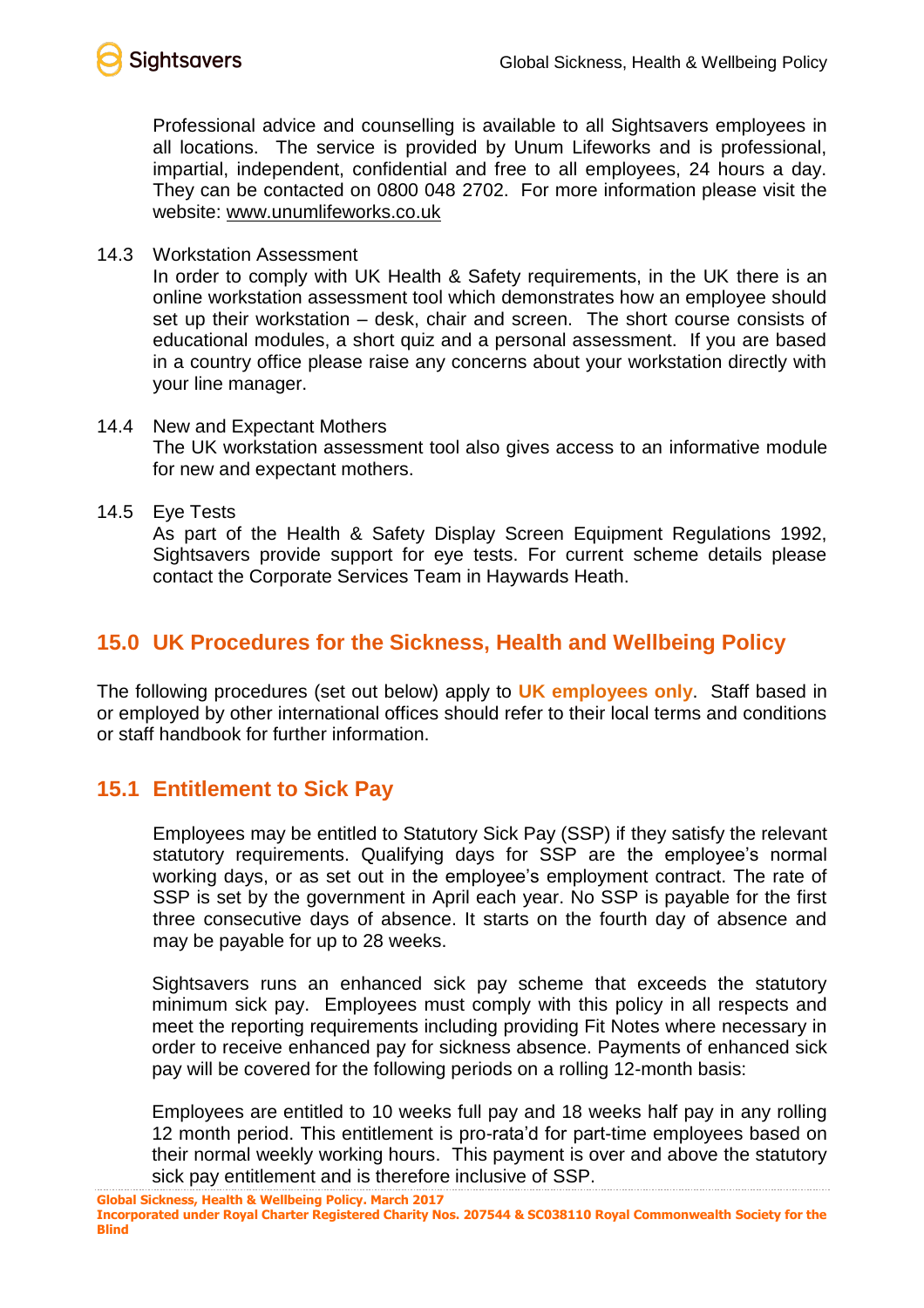Professional advice and counselling is available to all Sightsavers employees in all locations. The service is provided by Unum Lifeworks and is professional, impartial, independent, confidential and free to all employees, 24 hours a day. They can be contacted on 0800 048 2702. For more information please visit the website: www.unumlifeworks.co.uk

14.3 Workstation Assessment

In order to comply with UK Health & Safety requirements, in the UK there is an online workstation assessment tool which demonstrates how an employee should set up their workstation – desk, chair and screen. The short course consists of educational modules, a short quiz and a personal assessment. If you are based in a country office please raise any concerns about your workstation directly with your line manager.

14.4 New and Expectant Mothers

The UK workstation assessment tool also gives access to an informative module for new and expectant mothers.

14.5 Eye Tests

As part of the Health & Safety Display Screen Equipment Regulations 1992, Sightsavers provide support for eye tests. For current scheme details please contact the Corporate Services Team in Haywards Heath.

## 15.0 UK Procedures for the Sickness, Health and Wellbeing Policy

The following procedures (set out below) apply to **UK employees only**. Staff based in or employed by other international offices should refer to their local terms and conditions or staff handbook for further information.

## 15.1 Entitlement to Sick Pay

Employees may be entitled to Statutory Sick Pay (SSP) if they satisfy the relevant statutory requirements. Qualifying days for SSP are the employee's normal working days, or as set out in the employee's employment contract. The rate of SSP is set by the government in April each year. No SSP is payable for the first three consecutive days of absence. It starts on the fourth day of absence and may be payable for up to 28 weeks.

Sightsavers runs an enhanced sick pay scheme that exceeds the statutory minimum sick pay. Employees must comply with this policy in all respects and meet the reporting requirements including providing Fit Notes where necessary in order to receive enhanced pay for sickness absence. Payments of enhanced sick pay will be covered for the following periods on a rolling 12-month basis:

Employees are entitled to 10 weeks full pay and 18 weeks half pay in any rolling 12 month period. This entitlement is pro-rata'd for part-time employees based on their normal weekly working hours. This payment is over and above the statutory sick pay entitlement and is therefore inclusive of SSP.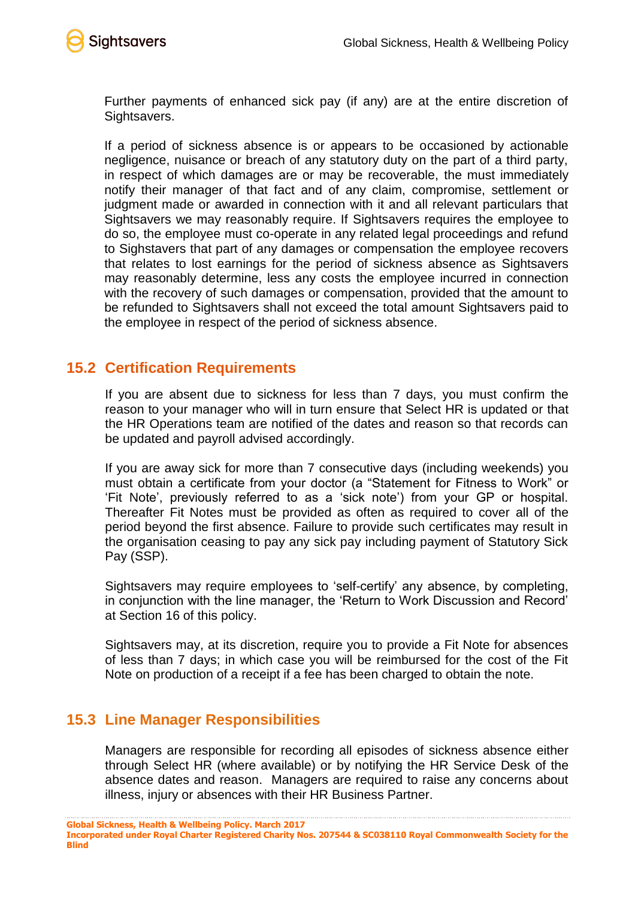Further payments of enhanced sick pay (if any) are at the entire discretion of Sightsavers.

If a period of sickness absence is or appears to be occasioned by actionable negligence, nuisance or breach of any statutory duty on the part of a third party, in respect of which damages are or may be recoverable, the must immediately notify their manager of that fact and of any claim, compromise, settlement or judgment made or awarded in connection with it and all relevant particulars that Sightsavers we may reasonably require. If Sightsavers requires the employee to do so, the employee must co-operate in any related legal proceedings and refund to Sighstavers that part of any damages or compensation the employee recovers that relates to lost earnings for the period of sickness absence as Sightsavers may reasonably determine, less any costs the employee incurred in connection with the recovery of such damages or compensation, provided that the amount to be refunded to Sightsavers shall not exceed the total amount Sightsavers paid to the employee in respect of the period of sickness absence.

## 15.2 Certification Requirements

If you are absent due to sickness for less than 7 days, you must confirm the reason to your manager who will in turn ensure that Select HR is updated or that the HR Operations team are notified of the dates and reason so that records can be updated and payroll advised accordingly.

If you are away sick for more than 7 consecutive days (including weekends) you must obtain a certificate from your doctor (a "Statement for Fitness to Work" or 'Fit Note', previously referred to as a 'sick note') from your GP or hospital. Thereafter Fit Notes must be provided as often as required to cover all of the period beyond the first absence. Failure to provide such certificates may result in the organisation ceasing to pay any sick pay including payment of Statutory Sick Pay (SSP).

Sightsavers may require employees to 'self-certify' any absence, by completing, in conjunction with the line manager, the 'Return to Work Discussion and Record' at Section 16 of this policy.

Sightsavers may, at its discretion, require you to provide a Fit Note for absences of less than 7 days; in which case you will be reimbursed for the cost of the Fit Note on production of a receipt if a fee has been charged to obtain the note.

## 15.3 Line Manager Responsibilities

Managers are responsible for recording all episodes of sickness absence either through Select HR (where available) or by notifying the HR Service Desk of the absence dates and reason. Managers are required to raise any concerns about illness, injury or absences with their HR Business Partner.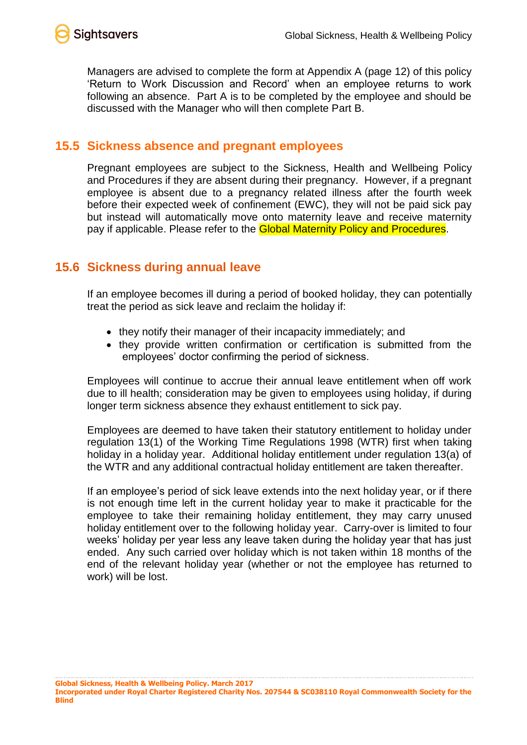Managers are advised to complete the form at Appendix A (page 12) of this policy 'Return to Work Discussion and Record' when an employee returns to work following an absence. Part A is to be completed by the employee and should be discussed with the Manager who will then complete Part B.

## 15.5 Sickness absence and pregnant employees

Pregnant employees are subject to the Sickness, Health and Wellbeing Policy and Procedures if they are absent during their pregnancy. However, if a pregnant employee is absent due to a pregnancy related illness after the fourth week before their expected week of confinement (EWC), they will not be paid sick pay but instead will automatically move onto maternity leave and receive maternity pay if applicable. Please refer to the Global Maternity Policy and Procedures.

## 15.6 Sickness during annual leave

If an employee becomes ill during a period of booked holiday, they can potentially treat the period as sick leave and reclaim the holiday if:

- they notify their manager of their incapacity immediately; and
- they provide written confirmation or certification is submitted from the employees' doctor confirming the period of sickness.

Employees will continue to accrue their annual leave entitlement when off work due to ill health; consideration may be given to employees using holiday, if during longer term sickness absence they exhaust entitlement to sick pay.

Employees are deemed to have taken their statutory entitlement to holiday under regulation 13(1) of the Working Time Regulations 1998 (WTR) first when taking holiday in a holiday year. Additional holiday entitlement under regulation 13(a) of the WTR and any additional contractual holiday entitlement are taken thereafter.

If an employee's period of sick leave extends into the next holiday year, or if there is not enough time left in the current holiday year to make it practicable for the employee to take their remaining holiday entitlement, they may carry unused holiday entitlement over to the following holiday year. Carry-over is limited to four weeks' holiday per year less any leave taken during the holiday year that has just ended. Any such carried over holiday which is not taken within 18 months of the end of the relevant holiday year (whether or not the employee has returned to work) will be lost.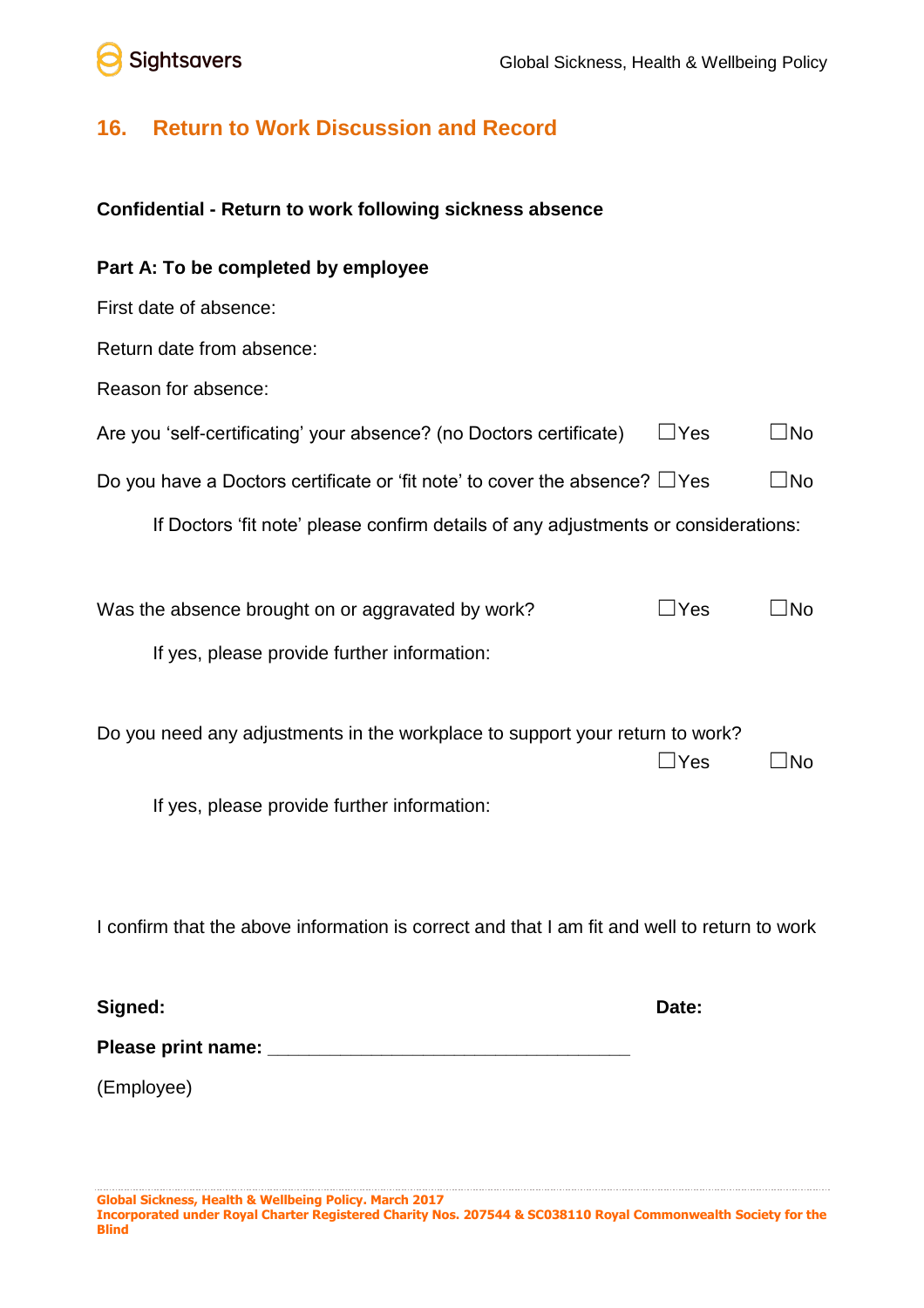## 16. Return to Work Discussion and Record

**Confidential - Return to work following sickness absence**

**Part A: To be completed by employee**

First date of absence:

Return date from absence:

Reason for absence:

Are you 'self-certificating' your absence? (no Doctors certificate) ☐Yes ☐No

Do you have a Doctors certificate or 'fit note' to cover the absence? ☐Yes ☐No

If Doctors 'fit note' please confirm details of any adjustments or considerations:

Was the absence brought on or aggravated by work? ☐Yes ☐No

If yes, please provide further information:

Do you need any adjustments in the workplace to support your return to work? ☐Yes ☐No

If yes, please provide further information:

I confirm that the above information is correct and that I am fit and well to return to work

**Signed:** **Date:**

**Please print name:** ___________________________________

(Employee)

**Global Sickness, Health & Wellbeing Policy. March 2017**
**Incorporated under Royal Charter Registered Charity Nos. 207544 & SC038110 Royal Commonwealth Society for the Blind**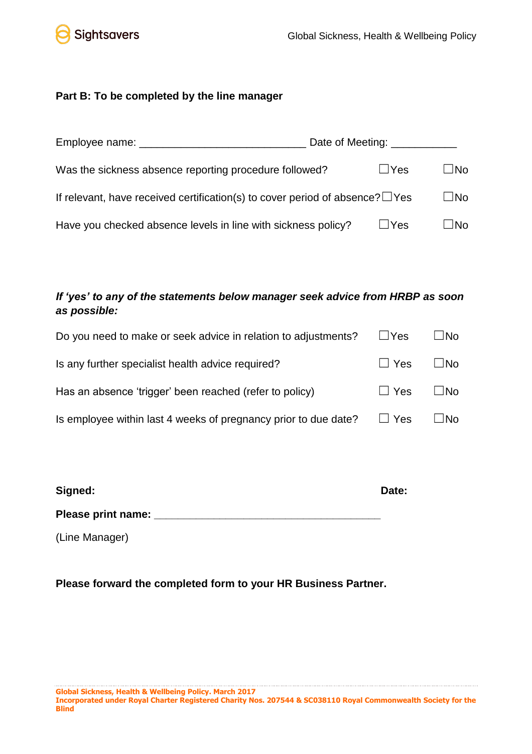**Part B: To be completed by the line manager**

Employee name: ___________________________ Date of Meeting: ___________

Was the sickness absence reporting procedure followed? ☐Yes ☐No

If relevant, have received certification(s) to cover period of absence? ☐Yes ☐No

Have you checked absence levels in line with sickness policy? ☐Yes ☐No

***If 'yes' to any of the statements below manager seek advice from HRBP as soon as possible:***

Do you need to make or seek advice in relation to adjustments? ☐Yes ☐No

Is any further specialist health advice required? ☐ Yes ☐No

Has an absence 'trigger' been reached (refer to policy) ☐ Yes ☐No

Is employee within last 4 weeks of pregnancy prior to due date? ☐ Yes ☐No

**Signed:** **Date:**

**Please print name:** _____________________________________

(Line Manager)

**Please forward the completed form to your HR Business Partner.**

**Global Sickness, Health & Wellbeing Policy. March 2017**
**Incorporated under Royal Charter Registered Charity Nos. 207544 & SC038110 Royal Commonwealth Society for the Blind**